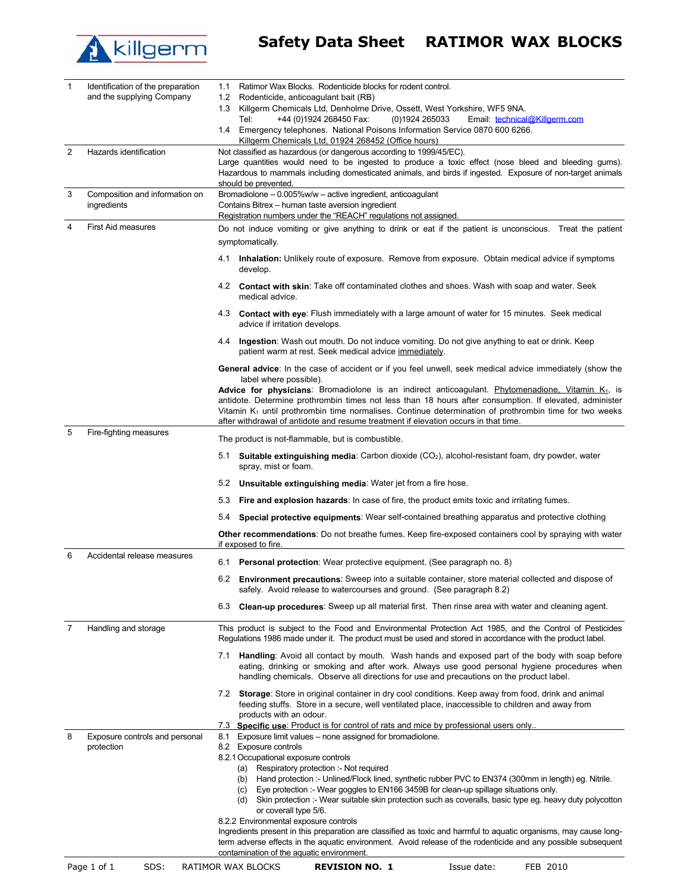# Safety Data Sheet RATIMOR WAX BLOCKS

| | | |
|---|---|---|
| 1 | Identification of the preparation and the supplying Company | 1.1 Ratimor Wax Blocks. Rodenticide blocks for rodent control.<br>1.2 Rodenticide, anticoagulant bait (RB)<br>1.3 Killgerm Chemicals Ltd, Denholme Drive, Ossett, West Yorkshire, WF5 9NA.<br>Tel: +44 (0)1924 268450 Fax: (0)1924 265033 Email: technical@Killgerm.com<br>1.4 Emergency telephones. National Poisons Information Service 0870 600 6266.<br>Killgerm Chemicals Ltd, 01924 268452 (Office hours) |
| 2 | Hazards identification | Not classified as hazardous (or dangerous according to 1999/45/EC).<br>Large quantities would need to be ingested to produce a toxic effect (nose bleed and bleeding gums). Hazardous to mammals including domesticated animals, and birds if ingested. Exposure of non-target animals should be prevented. |
| 3 | Composition and information on ingredients | Bromadiolone – 0.005%w/w – active ingredient, anticoagulant<br>Contains Bitrex – human taste aversion ingredient<br>Registration numbers under the "REACH" regulations not assigned. |
| 4 | First Aid measures | Do not induce vomiting or give anything to drink or eat if the patient is unconscious. Treat the patient symptomatically.<br>4.1 **Inhalation:** Unlikely route of exposure. Remove from exposure. Obtain medical advice if symptoms develop.<br>4.2 **Contact with skin**: Take off contaminated clothes and shoes. Wash with soap and water. Seek medical advice.<br>4.3 **Contact with eye**: Flush immediately with a large amount of water for 15 minutes. Seek medical advice if irritation develops.<br>4.4 **Ingestion**: Wash out mouth. Do not induce vomiting. Do not give anything to eat or drink. Keep patient warm at rest. Seek medical advice immediately.<br>**General advice**: In the case of accident or if you feel unwell, seek medical advice immediately (show the label where possible).<br>**Advice for physicians**: Bromadiolone is an indirect anticoagulant. Phytomenadione, Vitamin $K_1$, is antidote. Determine prothrombin times not less than 18 hours after consumption. If elevated, administer Vitamin $K_1$ until prothrombin time normalises. Continue determination of prothrombin time for two weeks after withdrawal of antidote and resume treatment if elevation occurs in that time. |
| 5 | Fire-fighting measures | The product is not-flammable, but is combustible.<br>5.1 **Suitable extinguishing media**: Carbon dioxide ($CO_2$), alcohol-resistant foam, dry powder, water spray, mist or foam.<br>5.2 **Unsuitable extinguishing media**: Water jet from a fire hose.<br>5.3 **Fire and explosion hazards**: In case of fire, the product emits toxic and irritating fumes.<br>5.4 **Special protective equipments**: Wear self-contained breathing apparatus and protective clothing<br>**Other recommendations**: Do not breathe fumes. Keep fire-exposed containers cool by spraying with water if exposed to fire. |
| 6 | Accidental release measures | 6.1 **Personal protection**: Wear protective equipment. (See paragraph no. 8)<br>6.2 **Environment precautions**: Sweep into a suitable container, store material collected and dispose of safely. Avoid release to watercourses and ground. (See paragraph 8.2)<br>6.3 **Clean-up procedures**: Sweep up all material first. Then rinse area with water and cleaning agent. |
| 7 | Handling and storage | This product is subject to the Food and Environmental Protection Act 1985, and the Control of Pesticides Regulations 1986 made under it. The product must be used and stored in accordance with the product label.<br>7.1 **Handling**: Avoid all contact by mouth. Wash hands and exposed part of the body with soap before eating, drinking or smoking and after work. Always use good personal hygiene procedures when handling chemicals. Observe all directions for use and precautions on the product label.<br>7.2 **Storage**: Store in original container in dry cool conditions. Keep away from food, drink and animal feeding stuffs. Store in a secure, well ventilated place, inaccessible to children and away from products with an odour.<br>7.3 **Specific use**: Product is for control of rats and mice by professional users only.. |
| 8 | Exposure controls and personal protection | 8.1 Exposure limit values – none assigned for bromadiolone.<br>8.2 Exposure controls<br>8.2.1 Occupational exposure controls<br>(a) Respiratory protection :- Not required<br>(b) Hand protection :- Unlined/Flock lined, synthetic rubber PVC to EN374 (300mm in length) eg. Nitrile.<br>(c) Eye protection :- Wear goggles to EN166 3459B for clean-up spillage situations only.<br>(d) Skin protection :- Wear suitable skin protection such as coveralls, basic type eg. heavy duty polycotton or coverall type 5/6.<br>8.2.2 Environmental exposure controls<br>Ingredients present in this preparation are classified as toxic and harmful to aquatic organisms, may cause long-term adverse effects in the aquatic environment. Avoid release of the rodenticide and any possible subsequent contamination of the aquatic environment. |

SDS: RATIMOR WAX BLOCKS **REVISION NO. 1** Issue date: FEB 2010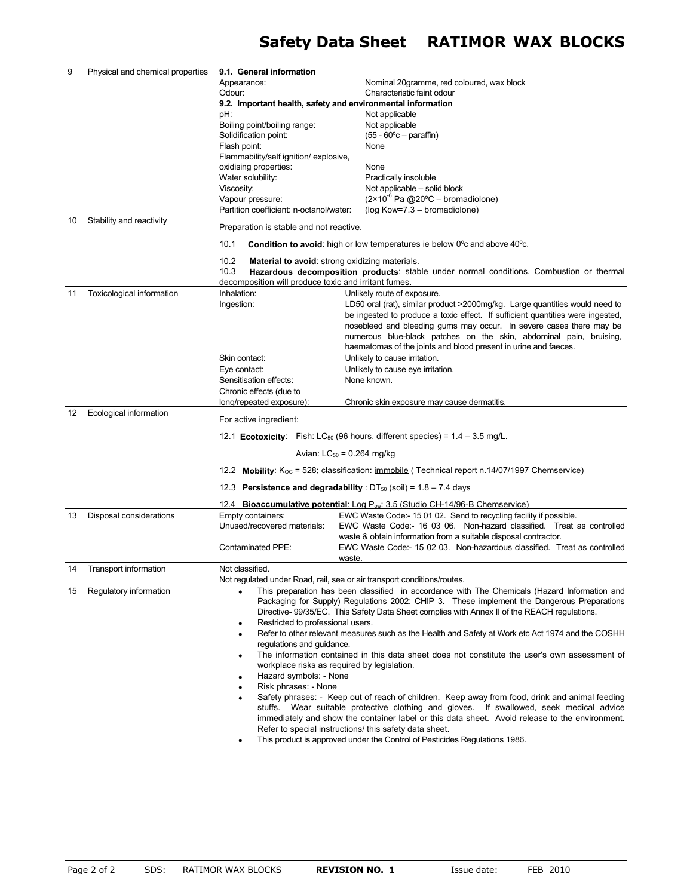# Safety Data Sheet RATIMOR WAX BLOCKS

| | | | |
|---|---|---|---|
| 9 | Physical and chemical properties | **9.1. General information** | |
| | | Appearance: | Nominal 20gramme, red coloured, wax block |
| | | Odour: | Characteristic faint odour |
| | | **9.2. Important health, safety and environmental information** | |
| | | pH: | Not applicable |
| | | Boiling point/boiling range: | Not applicable |
| | | Solidification point: | (55 - 60ºc – paraffin) |
| | | Flash point: | None |
| | | Flammability/self ignition/ explosive, oxidising properties: | None |
| | | Water solubility: | Practically insoluble |
| | | Viscosity: | Not applicable – solid block |
| | | Vapour pressure: | ($2\times10^{-6}$ Pa @20ºC – bromadiolone) |
| | | Partition coefficient: n-octanol/water: | (log Kow=7.3 – bromadiolone) |
| 10 | Stability and reactivity | Preparation is stable and not reactive.<br><br>10.1 **Condition to avoid**: high or low temperatures ie below 0ºc and above 40ºc.<br><br>10.2 **Material to avoid**: strong oxidizing materials.<br>10.3 **Hazardous decomposition products**: stable under normal conditions. Combustion or thermal decomposition will produce toxic and irritant fumes. | |
| 11 | Toxicological information | Inhalation: | Unlikely route of exposure. |
| | | Ingestion: | LD50 oral (rat), similar product >2000mg/kg. Large quantities would need to be ingested to produce a toxic effect. If sufficient quantities were ingested, nosebleed and bleeding gums may occur. In severe cases there may be numerous blue-black patches on the skin, abdominal pain, bruising, haematomas of the joints and blood present in urine and faeces. |
| | | Skin contact: | Unlikely to cause irritation. |
| | | Eye contact: | Unlikely to cause eye irritation. |
| | | Sensitisation effects: | None known. |
| | | Chronic effects (due to long/repeated exposure): | Chronic skin exposure may cause dermatitis. |
| 12 | Ecological information | For active ingredient:<br><br>12.1 **Ecotoxicity**: Fish: $LC_{50}$ (96 hours, different species) = 1.4 – 3.5 mg/L.<br><br>Avian: $LC_{50}$ = 0.264 mg/kg<br><br>12.2 **Mobility**: $K_{OC}$ = 528; classification: immobile ( Technical report n.14/07/1997 Chemservice)<br><br>12.3 **Persistence and degradability** : $DT_{50}$ (soil) = 1.8 – 7.4 days<br><br>12.4 **Bioaccumulative potential**: Log $P_{ow}$: 3.5 (Studio CH-14/96-B Chemservice) | |
| 13 | Disposal considerations | Empty containers: | EWC Waste Code:- 15 01 02. Send to recycling facility if possible. |
| | | Unused/recovered materials: | EWC Waste Code:- 16 03 06. Non-hazard classified. Treat as controlled waste & obtain information from a suitable disposal contractor. |
| | | Contaminated PPE: | EWC Waste Code:- 15 02 03. Non-hazardous classified. Treat as controlled waste. |
| 14 | Transport information | Not classified.<br>Not regulated under Road, rail, sea or air transport conditions/routes. | |
| 15 | Regulatory information | • This preparation has been classified in accordance with The Chemicals (Hazard Information and Packaging for Supply) Regulations 2002: CHIP 3. These implement the Dangerous Preparations Directive- 99/35/EC. This Safety Data Sheet complies with Annex II of the REACH regulations.<br>• Restricted to professional users.<br>• Refer to other relevant measures such as the Health and Safety at Work etc Act 1974 and the COSHH regulations and guidance.<br>• The information contained in this data sheet does not constitute the user's own assessment of workplace risks as required by legislation.<br>• Hazard symbols: - None<br>• Risk phrases: - None<br>• Safety phrases: - Keep out of reach of children. Keep away from food, drink and animal feeding stuffs. Wear suitable protective clothing and gloves. If swallowed, seek medical advice immediately and show the container label or this data sheet. Avoid release to the environment. Refer to special instructions/ this safety data sheet.<br>• This product is approved under the Control of Pesticides Regulations 1986. | |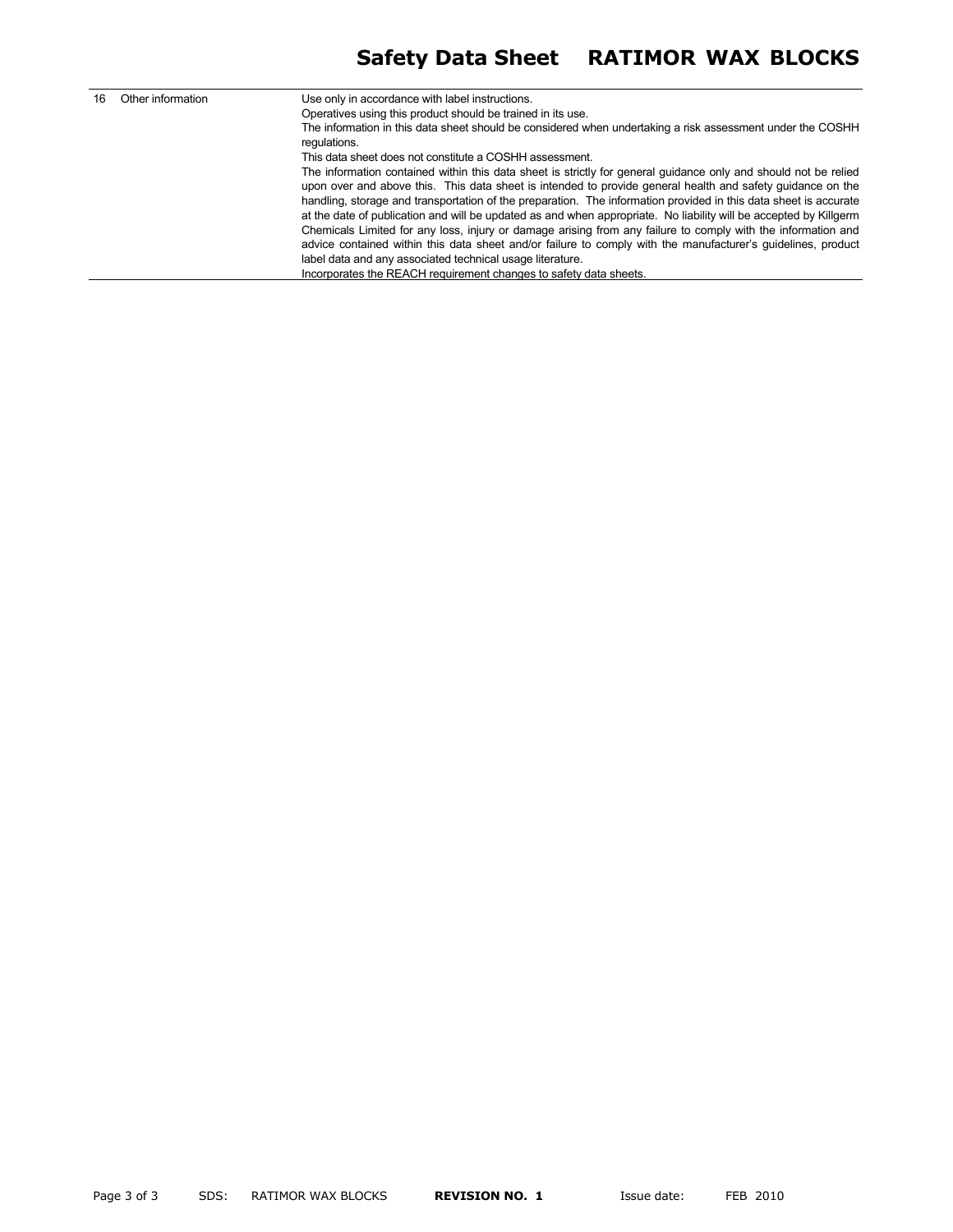| | | |
|---|---|---|
| 16 | Other information | Use only in accordance with label instructions.<br>Operatives using this product should be trained in its use.<br>The information in this data sheet should be considered when undertaking a risk assessment under the COSHH regulations.<br>This data sheet does not constitute a COSHH assessment.<br>The information contained within this data sheet is strictly for general guidance only and should not be relied upon over and above this. This data sheet is intended to provide general health and safety guidance on the handling, storage and transportation of the preparation. The information provided in this data sheet is accurate at the date of publication and will be updated as and when appropriate. No liability will be accepted by Killgerm Chemicals Limited for any loss, injury or damage arising from any failure to comply with the information and advice contained within this data sheet and/or failure to comply with the manufacturer's guidelines, product label data and any associated technical usage literature.<br>Incorporates the REACH requirement changes to safety data sheets. |